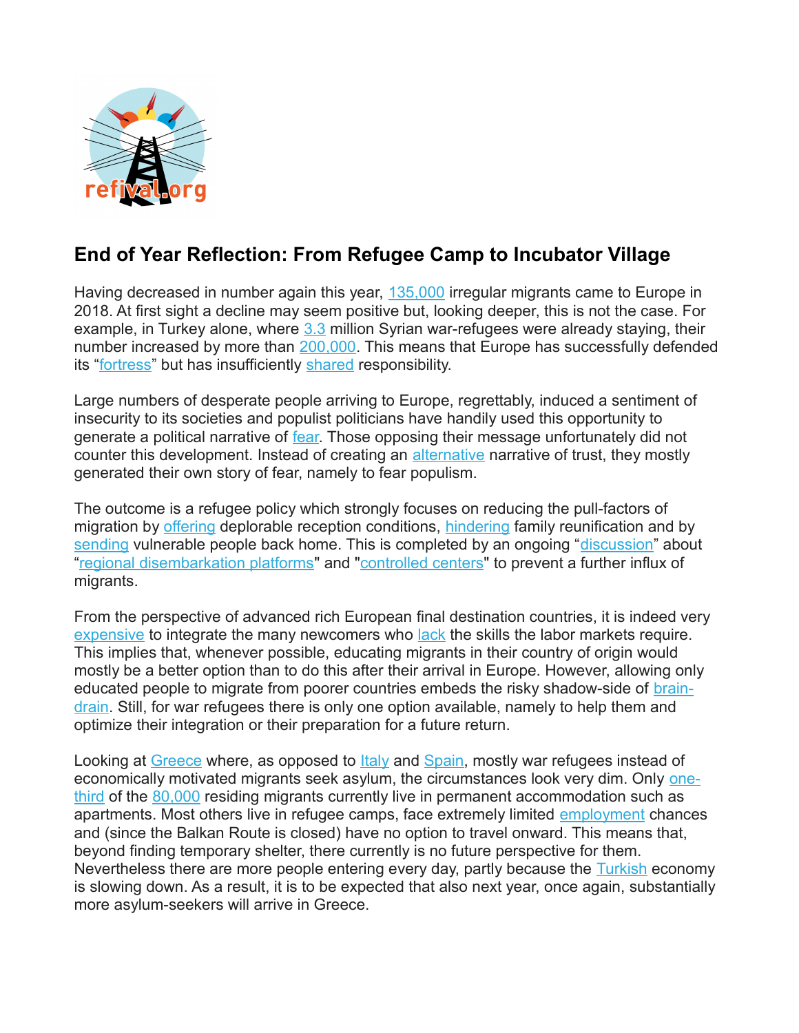## End of Year Reflection: From Refugee Camp to Incubator Village

Having decreased in number again this year, 135,000 irregular migrants came to Europe in 2018. At first sight a decline may seem positive but, looking deeper, this is not the case. For example, in Turkey alone, where 3.3 million Syrian war-refugees were already staying, their number increased by more than 200,000. This means that Europe has successfully defended its "fortress" but has insufficiently shared responsibility.

Large numbers of desperate people arriving to Europe, regrettably, induced a sentiment of insecurity to its societies and populist politicians have handily used this opportunity to generate a political narrative of fear. Those opposing their message unfortunately did not counter this development. Instead of creating an alternative narrative of trust, they mostly generated their own story of fear, namely to fear populism.

The outcome is a refugee policy which strongly focuses on reducing the pull-factors of migration by offering deplorable reception conditions, hindering family reunification and by sending vulnerable people back home. This is completed by an ongoing "discussion" about "regional disembarkation platforms" and "controlled centers" to prevent a further influx of migrants.

From the perspective of advanced rich European final destination countries, it is indeed very expensive to integrate the many newcomers who lack the skills the labor markets require. This implies that, whenever possible, educating migrants in their country of origin would mostly be a better option than to do this after their arrival in Europe. However, allowing only educated people to migrate from poorer countries embeds the risky shadow-side of brain-drain. Still, for war refugees there is only one option available, namely to help them and optimize their integration or their preparation for a future return.

Looking at Greece where, as opposed to Italy and Spain, mostly war refugees instead of economically motivated migrants seek asylum, the circumstances look very dim. Only one-third of the 80,000 residing migrants currently live in permanent accommodation such as apartments. Most others live in refugee camps, face extremely limited employment chances and (since the Balkan Route is closed) have no option to travel onward. This means that, beyond finding temporary shelter, there currently is no future perspective for them. Nevertheless there are more people entering every day, partly because the Turkish economy is slowing down. As a result, it is to be expected that also next year, once again, substantially more asylum-seekers will arrive in Greece.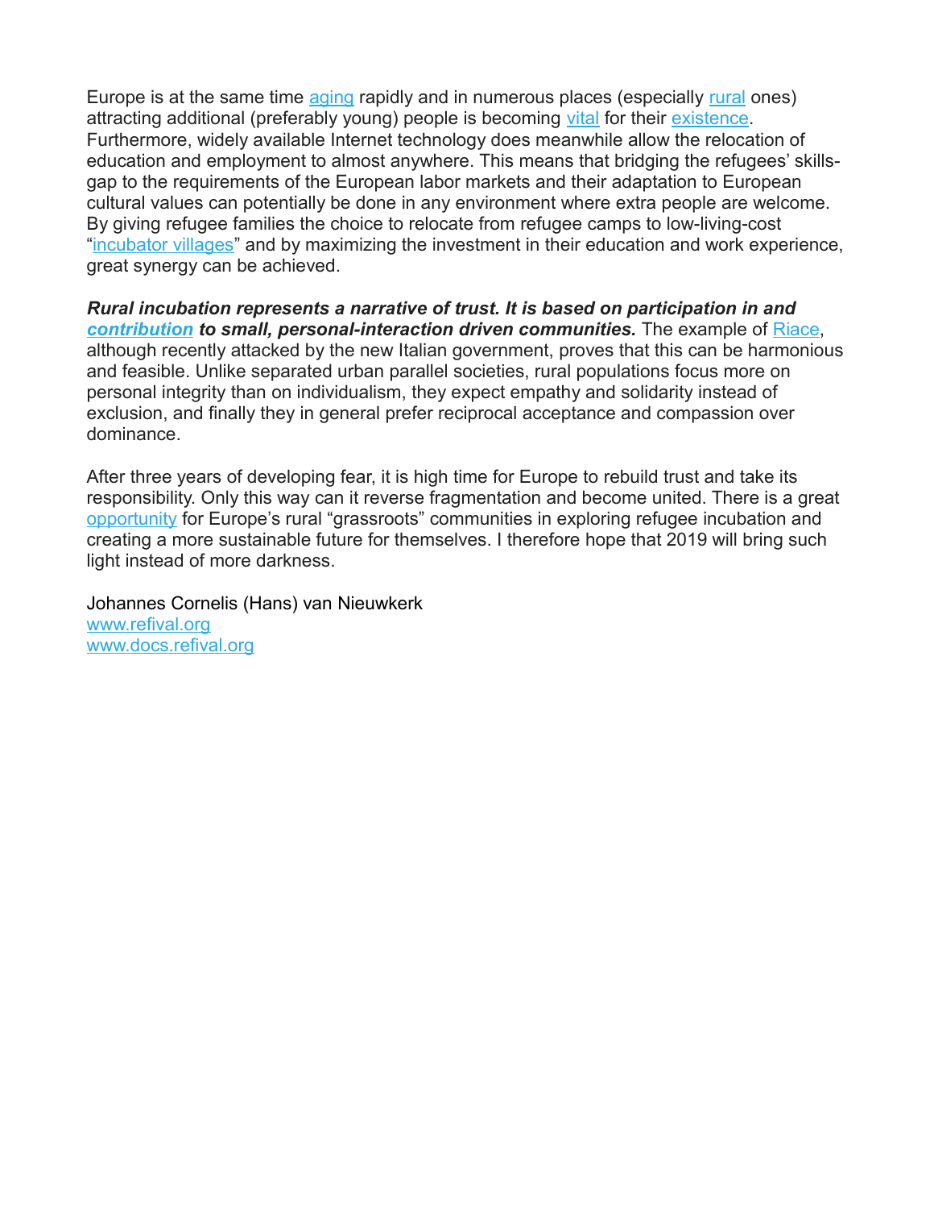Europe is at the same time aging rapidly and in numerous places (especially rural ones) attracting additional (preferably young) people is becoming vital for their existence. Furthermore, widely available Internet technology does meanwhile allow the relocation of education and employment to almost anywhere. This means that bridging the refugees' skills-gap to the requirements of the European labor markets and their adaptation to European cultural values can potentially be done in any environment where extra people are welcome. By giving refugee families the choice to relocate from refugee camps to low-living-cost "incubator villages" and by maximizing the investment in their education and work experience, great synergy can be achieved.

***Rural incubation represents a narrative of trust. It is based on participation in and contribution to small, personal-interaction driven communities.*** The example of Riace, although recently attacked by the new Italian government, proves that this can be harmonious and feasible. Unlike separated urban parallel societies, rural populations focus more on personal integrity than on individualism, they expect empathy and solidarity instead of exclusion, and finally they in general prefer reciprocal acceptance and compassion over dominance.

After three years of developing fear, it is high time for Europe to rebuild trust and take its responsibility. Only this way can it reverse fragmentation and become united. There is a great opportunity for Europe's rural "grassroots" communities in exploring refugee incubation and creating a more sustainable future for themselves. I therefore hope that 2019 will bring such light instead of more darkness.

Johannes Cornelis (Hans) van Nieuwkerk
www.refival.org
www.docs.refival.org